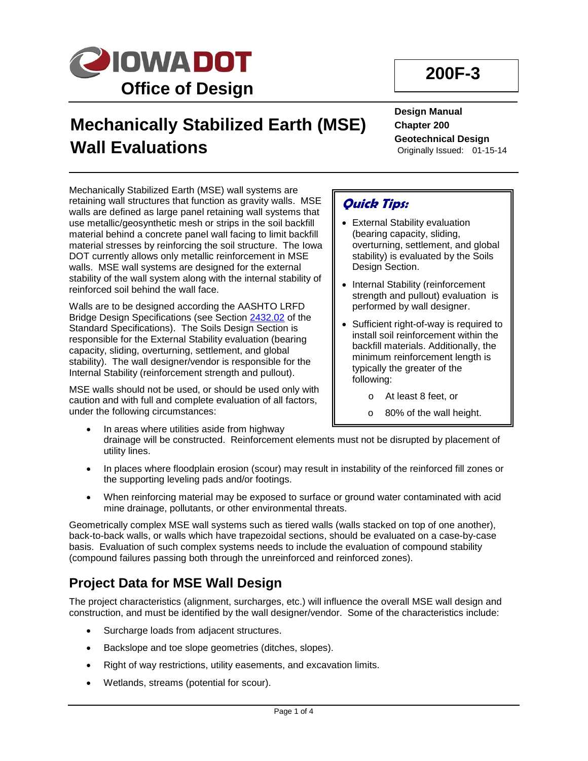# 200F-3

**Design Manual**
**Chapter 200**
**Geotechnical Design**
Originally Issued: 01-15-14

# Mechanically Stabilized Earth (MSE) Wall Evaluations

Mechanically Stabilized Earth (MSE) wall systems are retaining wall structures that function as gravity walls. MSE walls are defined as large panel retaining wall systems that use metallic/geosynthetic mesh or strips in the soil backfill material behind a concrete panel wall facing to limit backfill material stresses by reinforcing the soil structure. The Iowa DOT currently allows only metallic reinforcement in MSE walls. MSE wall systems are designed for the external stability of the wall system along with the internal stability of reinforced soil behind the wall face.

Walls are to be designed according the AASHTO LRFD Bridge Design Specifications (see Section 2432.02 of the Standard Specifications). The Soils Design Section is responsible for the External Stability evaluation (bearing capacity, sliding, overturning, settlement, and global stability). The wall designer/vendor is responsible for the Internal Stability (reinforcement strength and pullout).

MSE walls should not be used, or should be used only with caution and with full and complete evaluation of all factors, under the following circumstances:

- In areas where utilities aside from highway drainage will be constructed. Reinforcement elements must not be disrupted by placement of utility lines.
- In places where floodplain erosion (scour) may result in instability of the reinforced fill zones or the supporting leveling pads and/or footings.
- When reinforcing material may be exposed to surface or ground water contaminated with acid mine drainage, pollutants, or other environmental threats.

Geometrically complex MSE wall systems such as tiered walls (walls stacked on top of one another), back-to-back walls, or walls which have trapezoidal sections, should be evaluated on a case-by-case basis. Evaluation of such complex systems needs to include the evaluation of compound stability (compound failures passing both through the unreinforced and reinforced zones).

> ***Quick Tips:***
>
> - External Stability evaluation (bearing capacity, sliding, overturning, settlement, and global stability) is evaluated by the Soils Design Section.
> - Internal Stability (reinforcement strength and pullout) evaluation is performed by wall designer.
> - Sufficient right-of-way is required to install soil reinforcement within the backfill materials. Additionally, the minimum reinforcement length is typically the greater of the following:
>     - At least 8 feet, or
>     - 80% of the wall height.

## Project Data for MSE Wall Design

The project characteristics (alignment, surcharges, etc.) will influence the overall MSE wall design and construction, and must be identified by the wall designer/vendor. Some of the characteristics include:

- Surcharge loads from adjacent structures.
- Backslope and toe slope geometries (ditches, slopes).
- Right of way restrictions, utility easements, and excavation limits.
- Wetlands, streams (potential for scour).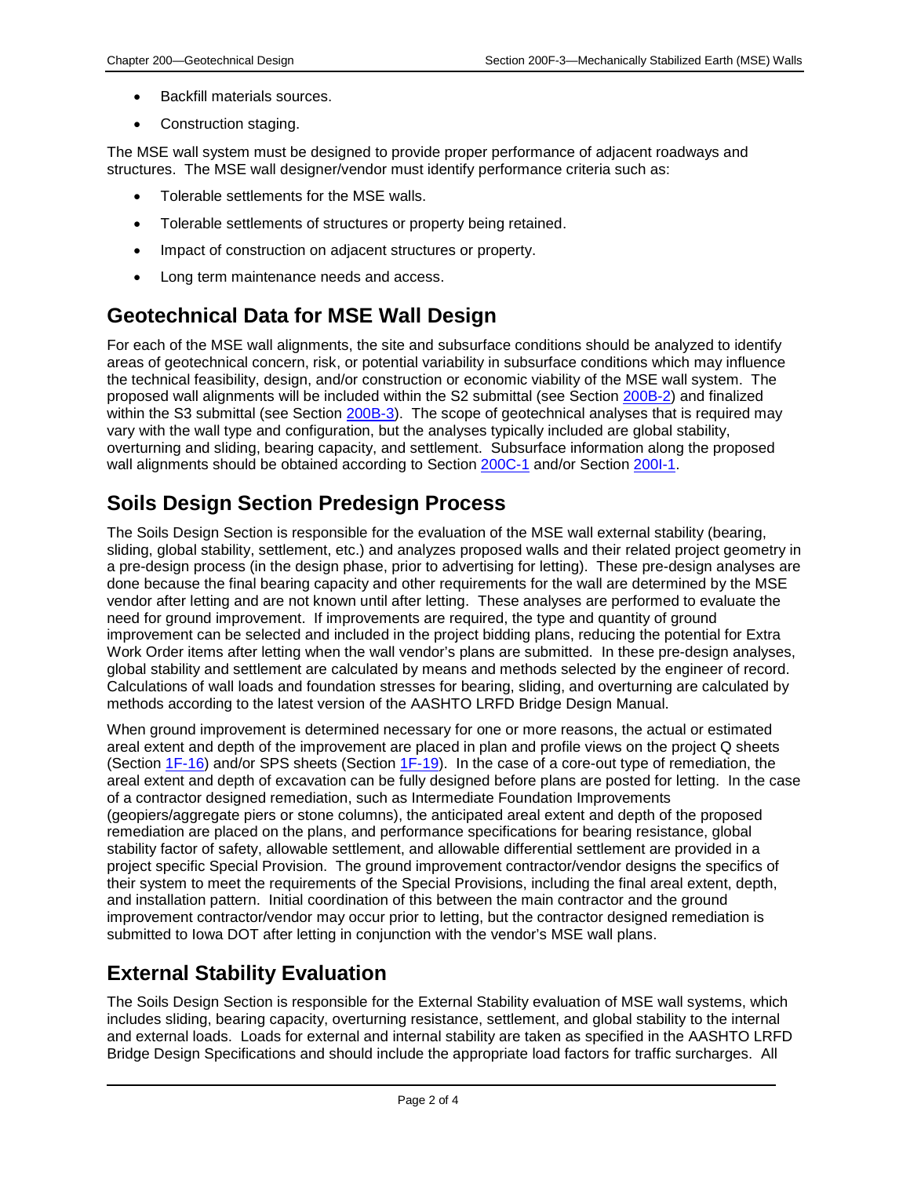- Backfill materials sources.
- Construction staging.

The MSE wall system must be designed to provide proper performance of adjacent roadways and structures. The MSE wall designer/vendor must identify performance criteria such as:

- Tolerable settlements for the MSE walls.
- Tolerable settlements of structures or property being retained.
- Impact of construction on adjacent structures or property.
- Long term maintenance needs and access.

## Geotechnical Data for MSE Wall Design

For each of the MSE wall alignments, the site and subsurface conditions should be analyzed to identify areas of geotechnical concern, risk, or potential variability in subsurface conditions which may influence the technical feasibility, design, and/or construction or economic viability of the MSE wall system. The proposed wall alignments will be included within the S2 submittal (see Section 200B-2) and finalized within the S3 submittal (see Section 200B-3). The scope of geotechnical analyses that is required may vary with the wall type and configuration, but the analyses typically included are global stability, overturning and sliding, bearing capacity, and settlement. Subsurface information along the proposed wall alignments should be obtained according to Section 200C-1 and/or Section 200I-1.

## Soils Design Section Predesign Process

The Soils Design Section is responsible for the evaluation of the MSE wall external stability (bearing, sliding, global stability, settlement, etc.) and analyzes proposed walls and their related project geometry in a pre-design process (in the design phase, prior to advertising for letting). These pre-design analyses are done because the final bearing capacity and other requirements for the wall are determined by the MSE vendor after letting and are not known until after letting. These analyses are performed to evaluate the need for ground improvement. If improvements are required, the type and quantity of ground improvement can be selected and included in the project bidding plans, reducing the potential for Extra Work Order items after letting when the wall vendor's plans are submitted. In these pre-design analyses, global stability and settlement are calculated by means and methods selected by the engineer of record. Calculations of wall loads and foundation stresses for bearing, sliding, and overturning are calculated by methods according to the latest version of the AASHTO LRFD Bridge Design Manual.

When ground improvement is determined necessary for one or more reasons, the actual or estimated areal extent and depth of the improvement are placed in plan and profile views on the project Q sheets (Section 1F-16) and/or SPS sheets (Section 1F-19). In the case of a core-out type of remediation, the areal extent and depth of excavation can be fully designed before plans are posted for letting. In the case of a contractor designed remediation, such as Intermediate Foundation Improvements (geopiers/aggregate piers or stone columns), the anticipated areal extent and depth of the proposed remediation are placed on the plans, and performance specifications for bearing resistance, global stability factor of safety, allowable settlement, and allowable differential settlement are provided in a project specific Special Provision. The ground improvement contractor/vendor designs the specifics of their system to meet the requirements of the Special Provisions, including the final areal extent, depth, and installation pattern. Initial coordination of this between the main contractor and the ground improvement contractor/vendor may occur prior to letting, but the contractor designed remediation is submitted to Iowa DOT after letting in conjunction with the vendor's MSE wall plans.

## External Stability Evaluation

The Soils Design Section is responsible for the External Stability evaluation of MSE wall systems, which includes sliding, bearing capacity, overturning resistance, settlement, and global stability to the internal and external loads. Loads for external and internal stability are taken as specified in the AASHTO LRFD Bridge Design Specifications and should include the appropriate load factors for traffic surcharges. All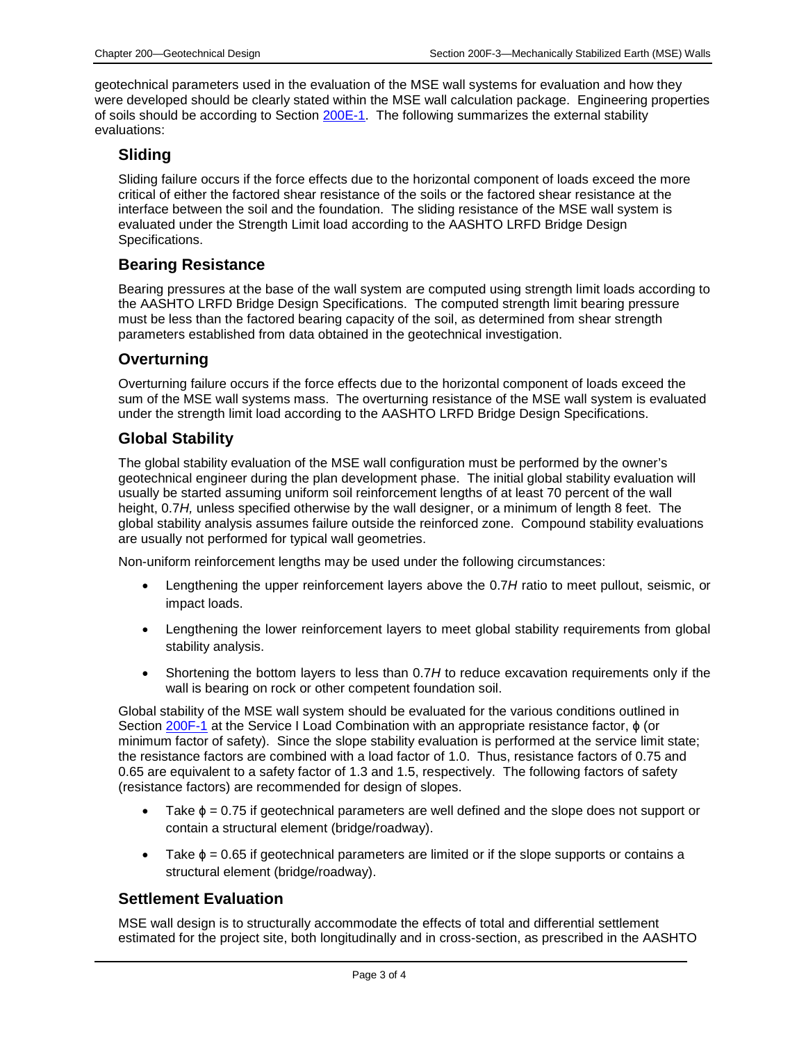geotechnical parameters used in the evaluation of the MSE wall systems for evaluation and how they were developed should be clearly stated within the MSE wall calculation package. Engineering properties of soils should be according to Section 200E-1. The following summarizes the external stability evaluations:

### Sliding

Sliding failure occurs if the force effects due to the horizontal component of loads exceed the more critical of either the factored shear resistance of the soils or the factored shear resistance at the interface between the soil and the foundation. The sliding resistance of the MSE wall system is evaluated under the Strength Limit load according to the AASHTO LRFD Bridge Design Specifications.

### Bearing Resistance

Bearing pressures at the base of the wall system are computed using strength limit loads according to the AASHTO LRFD Bridge Design Specifications. The computed strength limit bearing pressure must be less than the factored bearing capacity of the soil, as determined from shear strength parameters established from data obtained in the geotechnical investigation.

### Overturning

Overturning failure occurs if the force effects due to the horizontal component of loads exceed the sum of the MSE wall systems mass. The overturning resistance of the MSE wall system is evaluated under the strength limit load according to the AASHTO LRFD Bridge Design Specifications.

### Global Stability

The global stability evaluation of the MSE wall configuration must be performed by the owner's geotechnical engineer during the plan development phase. The initial global stability evaluation will usually be started assuming uniform soil reinforcement lengths of at least 70 percent of the wall height, $0.7H$, unless specified otherwise by the wall designer, or a minimum of length 8 feet. The global stability analysis assumes failure outside the reinforced zone. Compound stability evaluations are usually not performed for typical wall geometries.

Non-uniform reinforcement lengths may be used under the following circumstances:

- Lengthening the upper reinforcement layers above the $0.7H$ ratio to meet pullout, seismic, or impact loads.
- Lengthening the lower reinforcement layers to meet global stability requirements from global stability analysis.
- Shortening the bottom layers to less than $0.7H$ to reduce excavation requirements only if the wall is bearing on rock or other competent foundation soil.

Global stability of the MSE wall system should be evaluated for the various conditions outlined in Section 200F-1 at the Service I Load Combination with an appropriate resistance factor, $\phi$ (or minimum factor of safety). Since the slope stability evaluation is performed at the service limit state; the resistance factors are combined with a load factor of 1.0. Thus, resistance factors of 0.75 and 0.65 are equivalent to a safety factor of 1.3 and 1.5, respectively. The following factors of safety (resistance factors) are recommended for design of slopes.

- Take $\phi = 0.75$ if geotechnical parameters are well defined and the slope does not support or contain a structural element (bridge/roadway).
- Take $\phi = 0.65$ if geotechnical parameters are limited or if the slope supports or contains a structural element (bridge/roadway).

### Settlement Evaluation

MSE wall design is to structurally accommodate the effects of total and differential settlement estimated for the project site, both longitudinally and in cross-section, as prescribed in the AASHTO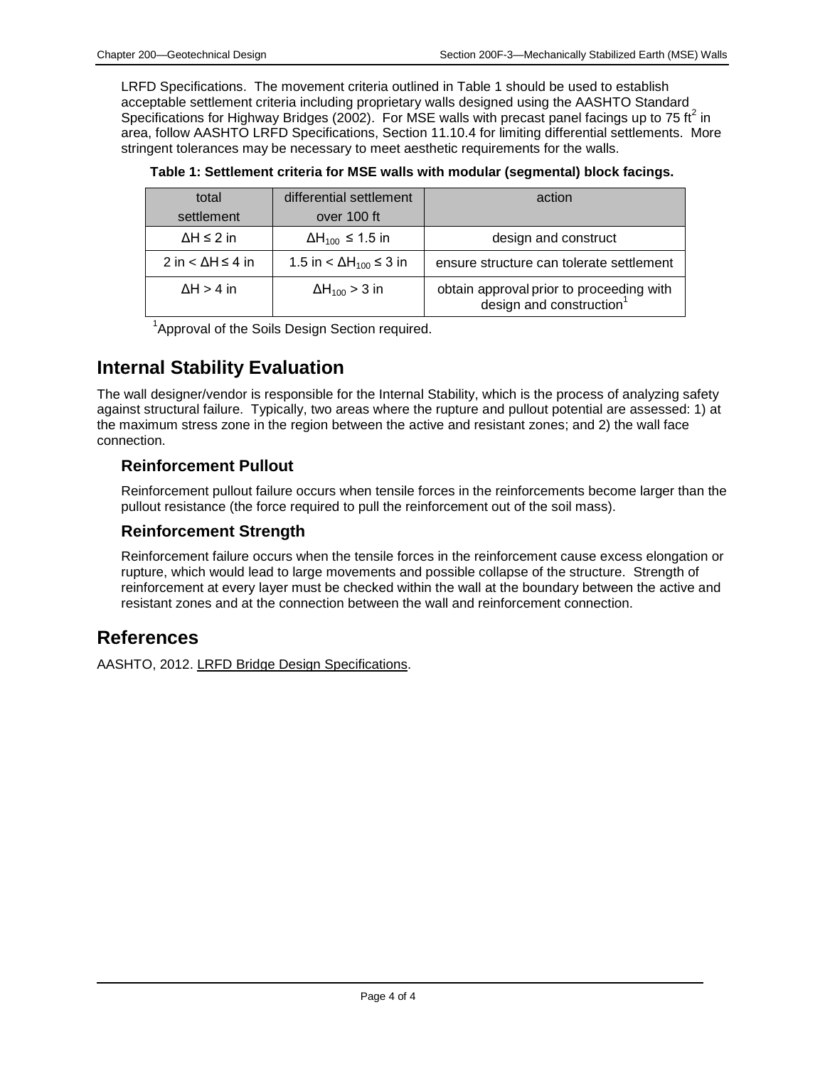LRFD Specifications. The movement criteria outlined in Table 1 should be used to establish acceptable settlement criteria including proprietary walls designed using the AASHTO Standard Specifications for Highway Bridges (2002). For MSE walls with precast panel facings up to 75 $ft^2$ in area, follow AASHTO LRFD Specifications, Section 11.10.4 for limiting differential settlements. More stringent tolerances may be necessary to meet aesthetic requirements for the walls.

**Table 1: Settlement criteria for MSE walls with modular (segmental) block facings.**

| total settlement | differential settlement over 100 ft | action |
|---|---|---|
| $\Delta H \leq 2$ in | $\Delta H_{100} \leq 1.5$ in | design and construct |
| 2 in $< \Delta H \leq 4$ in | 1.5 in $< \Delta H_{100} \leq 3$ in | ensure structure can tolerate settlement |
| $\Delta H > 4$ in | $\Delta H_{100} > 3$ in | obtain approval prior to proceeding with design and construction[1] |

[1]Approval of the Soils Design Section required.

## Internal Stability Evaluation

The wall designer/vendor is responsible for the Internal Stability, which is the process of analyzing safety against structural failure. Typically, two areas where the rupture and pullout potential are assessed: 1) at the maximum stress zone in the region between the active and resistant zones; and 2) the wall face connection.

### Reinforcement Pullout

Reinforcement pullout failure occurs when tensile forces in the reinforcements become larger than the pullout resistance (the force required to pull the reinforcement out of the soil mass).

### Reinforcement Strength

Reinforcement failure occurs when the tensile forces in the reinforcement cause excess elongation or rupture, which would lead to large movements and possible collapse of the structure. Strength of reinforcement at every layer must be checked within the wall at the boundary between the active and resistant zones and at the connection between the wall and reinforcement connection.

## References

AASHTO, 2012. LRFD Bridge Design Specifications.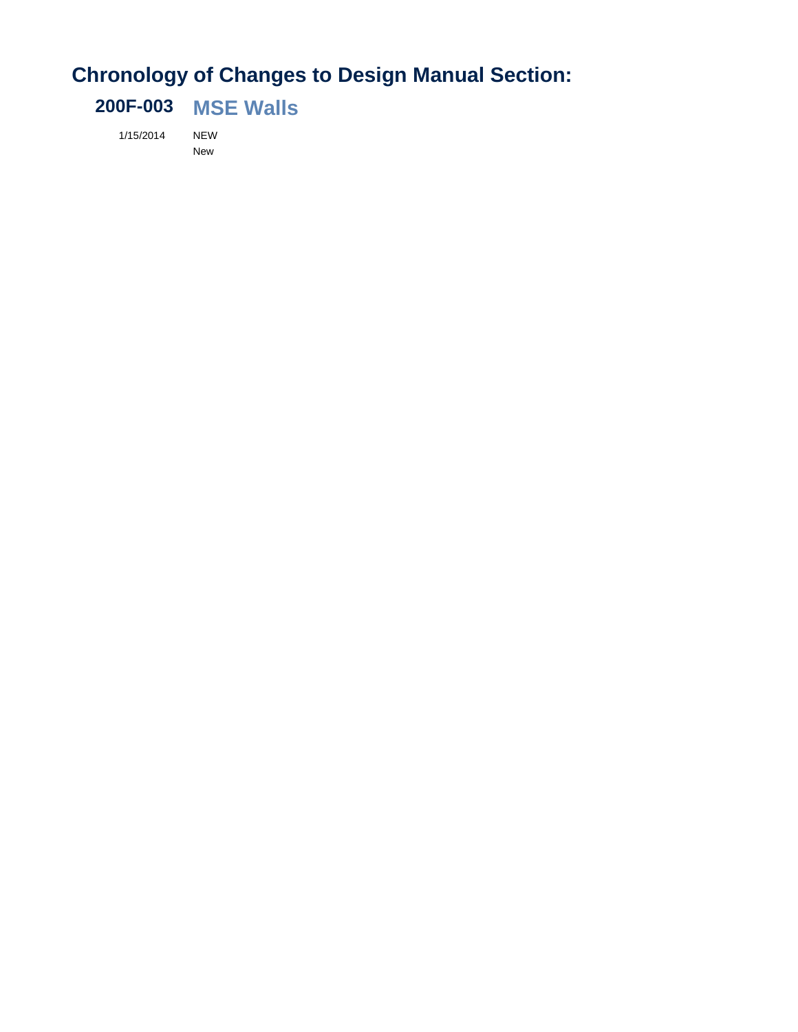# Chronology of Changes to Design Manual Section:

## 200F-003 MSE Walls

| | |
|---|---|
| 1/15/2014 | NEW<br>New |